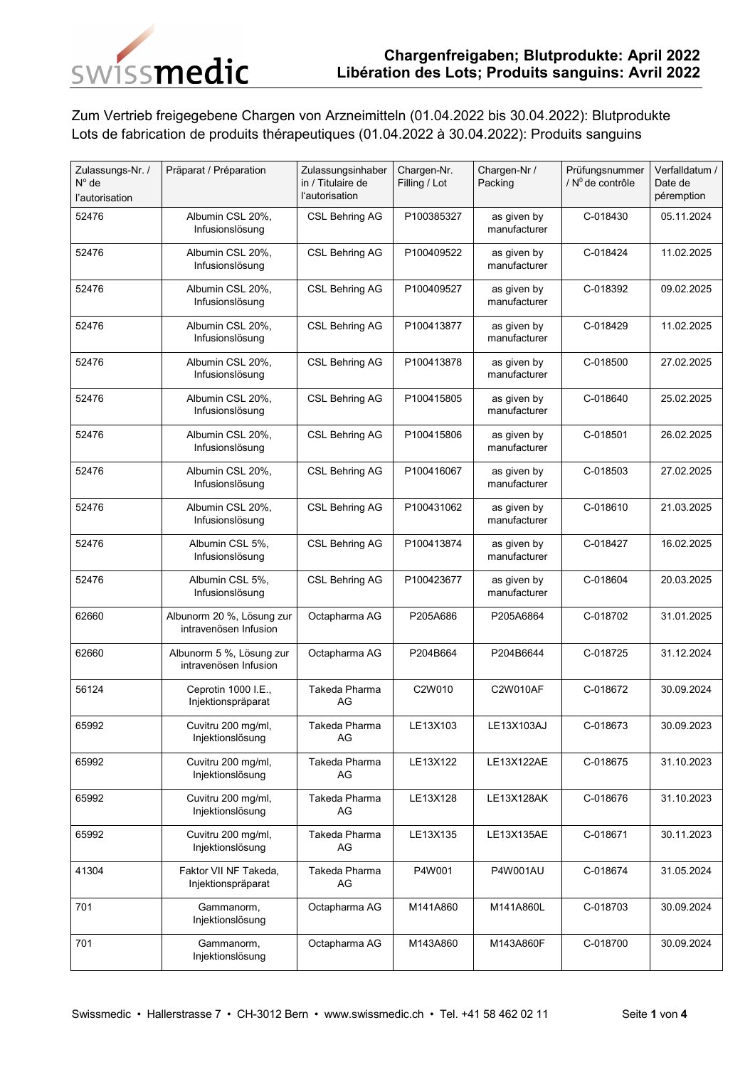# Chargenfreigaben; Blutprodukte: April 2022
# Libération des Lots; Produits sanguins: Avril 2022

Zum Vertrieb freigegebene Chargen von Arzneimitteln (01.04.2022 bis 30.04.2022): Blutprodukte
Lots de fabrication de produits thérapeutiques (01.04.2022 à 30.04.2022): Produits sanguins

| Zulassungs-Nr. / N° de l'autorisation | Präparat / Préparation | Zulassungsinhaber in / Titulaire de l'autorisation | Chargen-Nr. Filling / Lot | Chargen-Nr / Packing | Prüfungsnummer / N° de contrôle | Verfalldatum / Date de péremption |
|---|---|---|---|---|---|---|
| 52476 | Albumin CSL 20%, Infusionslösung | CSL Behring AG | P100385327 | as given by manufacturer | C-018430 | 05.11.2024 |
| 52476 | Albumin CSL 20%, Infusionslösung | CSL Behring AG | P100409522 | as given by manufacturer | C-018424 | 11.02.2025 |
| 52476 | Albumin CSL 20%, Infusionslösung | CSL Behring AG | P100409527 | as given by manufacturer | C-018392 | 09.02.2025 |
| 52476 | Albumin CSL 20%, Infusionslösung | CSL Behring AG | P100413877 | as given by manufacturer | C-018429 | 11.02.2025 |
| 52476 | Albumin CSL 20%, Infusionslösung | CSL Behring AG | P100413878 | as given by manufacturer | C-018500 | 27.02.2025 |
| 52476 | Albumin CSL 20%, Infusionslösung | CSL Behring AG | P100415805 | as given by manufacturer | C-018640 | 25.02.2025 |
| 52476 | Albumin CSL 20%, Infusionslösung | CSL Behring AG | P100415806 | as given by manufacturer | C-018501 | 26.02.2025 |
| 52476 | Albumin CSL 20%, Infusionslösung | CSL Behring AG | P100416067 | as given by manufacturer | C-018503 | 27.02.2025 |
| 52476 | Albumin CSL 20%, Infusionslösung | CSL Behring AG | P100431062 | as given by manufacturer | C-018610 | 21.03.2025 |
| 52476 | Albumin CSL 5%, Infusionslösung | CSL Behring AG | P100413874 | as given by manufacturer | C-018427 | 16.02.2025 |
| 52476 | Albumin CSL 5%, Infusionslösung | CSL Behring AG | P100423677 | as given by manufacturer | C-018604 | 20.03.2025 |
| 62660 | Albunorm 20 %, Lösung zur intravenösen Infusion | Octapharma AG | P205A686 | P205A6864 | C-018702 | 31.01.2025 |
| 62660 | Albunorm 5 %, Lösung zur intravenösen Infusion | Octapharma AG | P204B664 | P204B6644 | C-018725 | 31.12.2024 |
| 56124 | Ceprotin 1000 I.E., Injektionspräparat | Takeda Pharma AG | C2W010 | C2W010AF | C-018672 | 30.09.2024 |
| 65992 | Cuvitru 200 mg/ml, Injektionslösung | Takeda Pharma AG | LE13X103 | LE13X103AJ | C-018673 | 30.09.2023 |
| 65992 | Cuvitru 200 mg/ml, Injektionslösung | Takeda Pharma AG | LE13X122 | LE13X122AE | C-018675 | 31.10.2023 |
| 65992 | Cuvitru 200 mg/ml, Injektionslösung | Takeda Pharma AG | LE13X128 | LE13X128AK | C-018676 | 31.10.2023 |
| 65992 | Cuvitru 200 mg/ml, Injektionslösung | Takeda Pharma AG | LE13X135 | LE13X135AE | C-018671 | 30.11.2023 |
| 41304 | Faktor VII NF Takeda, Injektionspräparat | Takeda Pharma AG | P4W001 | P4W001AU | C-018674 | 31.05.2024 |
| 701 | Gammanorm, Injektionslösung | Octapharma AG | M141A860 | M141A860L | C-018703 | 30.09.2024 |
| 701 | Gammanorm, Injektionslösung | Octapharma AG | M143A860 | M143A860F | C-018700 | 30.09.2024 |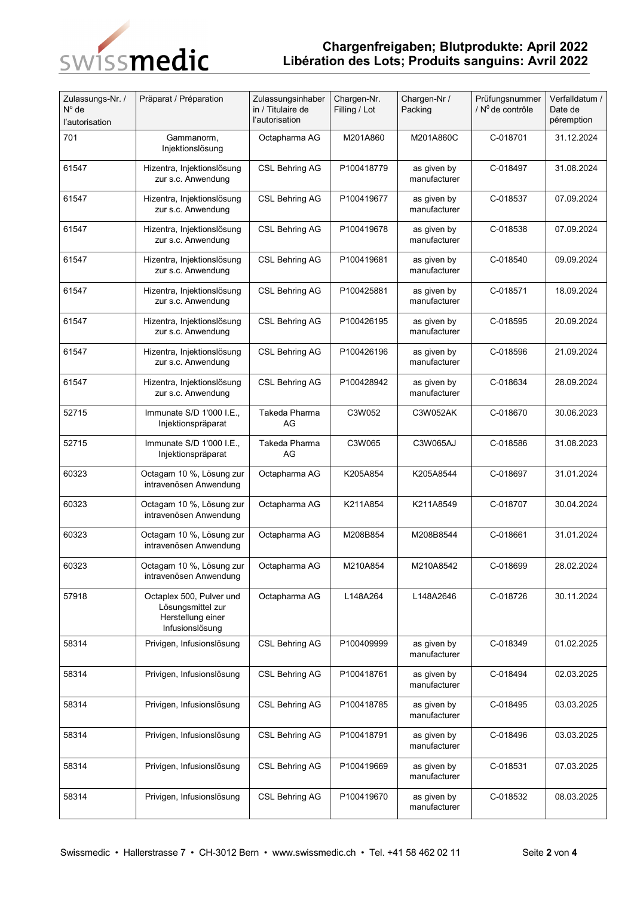# Chargenfreigaben; Blutprodukte: April 2022
# Libération des Lots; Produits sanguins: Avril 2022

| Zulassungs-Nr. / N° de l'autorisation | Präparat / Préparation | Zulassungsinhaber in / Titulaire de l'autorisation | Chargen-Nr. Filling / Lot | Chargen-Nr / Packing | Prüfungsnummer / N° de contrôle | Verfalldatum / Date de péremption |
|---|---|---|---|---|---|---|
| 701 | Gammanorm, Injektionslösung | Octapharma AG | M201A860 | M201A860C | C-018701 | 31.12.2024 |
| 61547 | Hizentra, Injektionslösung zur s.c. Anwendung | CSL Behring AG | P100418779 | as given by manufacturer | C-018497 | 31.08.2024 |
| 61547 | Hizentra, Injektionslösung zur s.c. Anwendung | CSL Behring AG | P100419677 | as given by manufacturer | C-018537 | 07.09.2024 |
| 61547 | Hizentra, Injektionslösung zur s.c. Anwendung | CSL Behring AG | P100419678 | as given by manufacturer | C-018538 | 07.09.2024 |
| 61547 | Hizentra, Injektionslösung zur s.c. Anwendung | CSL Behring AG | P100419681 | as given by manufacturer | C-018540 | 09.09.2024 |
| 61547 | Hizentra, Injektionslösung zur s.c. Anwendung | CSL Behring AG | P100425881 | as given by manufacturer | C-018571 | 18.09.2024 |
| 61547 | Hizentra, Injektionslösung zur s.c. Anwendung | CSL Behring AG | P100426195 | as given by manufacturer | C-018595 | 20.09.2024 |
| 61547 | Hizentra, Injektionslösung zur s.c. Anwendung | CSL Behring AG | P100426196 | as given by manufacturer | C-018596 | 21.09.2024 |
| 61547 | Hizentra, Injektionslösung zur s.c. Anwendung | CSL Behring AG | P100428942 | as given by manufacturer | C-018634 | 28.09.2024 |
| 52715 | Immunate S/D 1'000 I.E., Injektionspräparat | Takeda Pharma AG | C3W052 | C3W052AK | C-018670 | 30.06.2023 |
| 52715 | Immunate S/D 1'000 I.E., Injektionspräparat | Takeda Pharma AG | C3W065 | C3W065AJ | C-018586 | 31.08.2023 |
| 60323 | Octagam 10 %, Lösung zur intravenösen Anwendung | Octapharma AG | K205A854 | K205A8544 | C-018697 | 31.01.2024 |
| 60323 | Octagam 10 %, Lösung zur intravenösen Anwendung | Octapharma AG | K211A854 | K211A8549 | C-018707 | 30.04.2024 |
| 60323 | Octagam 10 %, Lösung zur intravenösen Anwendung | Octapharma AG | M208B854 | M208B8544 | C-018661 | 31.01.2024 |
| 60323 | Octagam 10 %, Lösung zur intravenösen Anwendung | Octapharma AG | M210A854 | M210A8542 | C-018699 | 28.02.2024 |
| 57918 | Octaplex 500, Pulver und Lösungsmittel zur Herstellung einer Infusionslösung | Octapharma AG | L148A264 | L148A2646 | C-018726 | 30.11.2024 |
| 58314 | Privigen, Infusionslösung | CSL Behring AG | P100409999 | as given by manufacturer | C-018349 | 01.02.2025 |
| 58314 | Privigen, Infusionslösung | CSL Behring AG | P100418761 | as given by manufacturer | C-018494 | 02.03.2025 |
| 58314 | Privigen, Infusionslösung | CSL Behring AG | P100418785 | as given by manufacturer | C-018495 | 03.03.2025 |
| 58314 | Privigen, Infusionslösung | CSL Behring AG | P100418791 | as given by manufacturer | C-018496 | 03.03.2025 |
| 58314 | Privigen, Infusionslösung | CSL Behring AG | P100419669 | as given by manufacturer | C-018531 | 07.03.2025 |
| 58314 | Privigen, Infusionslösung | CSL Behring AG | P100419670 | as given by manufacturer | C-018532 | 08.03.2025 |

Swissmedic • Hallerstrasse 7 • CH-3012 Bern • www.swissmedic.ch • Tel. +41 58 462 02 11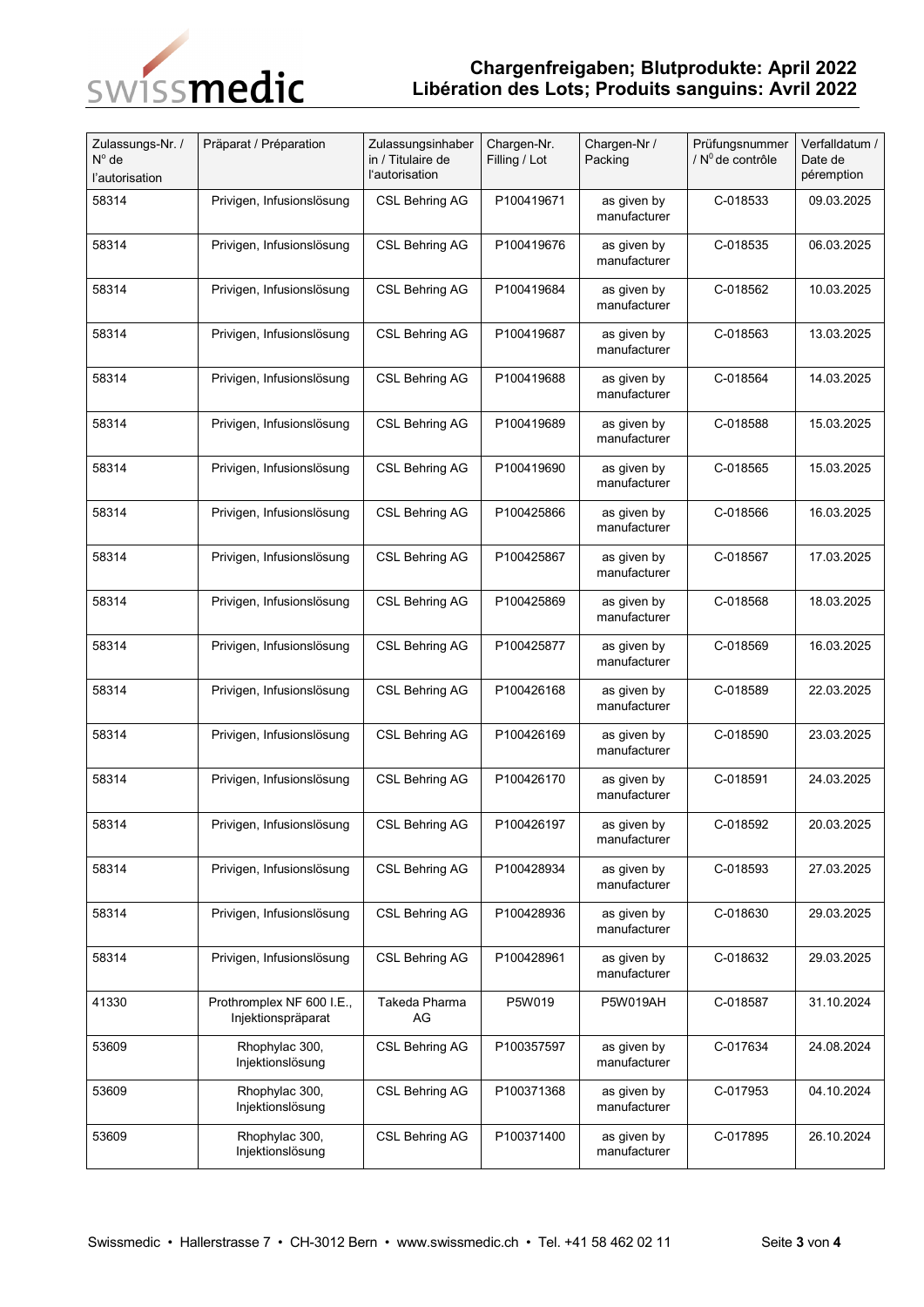# Chargenfreigaben; Blutprodukte: April 2022
# Libération des Lots; Produits sanguins: Avril 2022

| Zulassungs-Nr. / N° de l'autorisation | Präparat / Préparation | Zulassungsinhaber in / Titulaire de l'autorisation | Chargen-Nr. Filling / Lot | Chargen-Nr / Packing | Prüfungsnummer / N° de contrôle | Verfalldatum / Date de péremption |
|---|---|---|---|---|---|---|
| 58314 | Privigen, Infusionslösung | CSL Behring AG | P100419671 | as given by manufacturer | C-018533 | 09.03.2025 |
| 58314 | Privigen, Infusionslösung | CSL Behring AG | P100419676 | as given by manufacturer | C-018535 | 06.03.2025 |
| 58314 | Privigen, Infusionslösung | CSL Behring AG | P100419684 | as given by manufacturer | C-018562 | 10.03.2025 |
| 58314 | Privigen, Infusionslösung | CSL Behring AG | P100419687 | as given by manufacturer | C-018563 | 13.03.2025 |
| 58314 | Privigen, Infusionslösung | CSL Behring AG | P100419688 | as given by manufacturer | C-018564 | 14.03.2025 |
| 58314 | Privigen, Infusionslösung | CSL Behring AG | P100419689 | as given by manufacturer | C-018588 | 15.03.2025 |
| 58314 | Privigen, Infusionslösung | CSL Behring AG | P100419690 | as given by manufacturer | C-018565 | 15.03.2025 |
| 58314 | Privigen, Infusionslösung | CSL Behring AG | P100425866 | as given by manufacturer | C-018566 | 16.03.2025 |
| 58314 | Privigen, Infusionslösung | CSL Behring AG | P100425867 | as given by manufacturer | C-018567 | 17.03.2025 |
| 58314 | Privigen, Infusionslösung | CSL Behring AG | P100425869 | as given by manufacturer | C-018568 | 18.03.2025 |
| 58314 | Privigen, Infusionslösung | CSL Behring AG | P100425877 | as given by manufacturer | C-018569 | 16.03.2025 |
| 58314 | Privigen, Infusionslösung | CSL Behring AG | P100426168 | as given by manufacturer | C-018589 | 22.03.2025 |
| 58314 | Privigen, Infusionslösung | CSL Behring AG | P100426169 | as given by manufacturer | C-018590 | 23.03.2025 |
| 58314 | Privigen, Infusionslösung | CSL Behring AG | P100426170 | as given by manufacturer | C-018591 | 24.03.2025 |
| 58314 | Privigen, Infusionslösung | CSL Behring AG | P100426197 | as given by manufacturer | C-018592 | 20.03.2025 |
| 58314 | Privigen, Infusionslösung | CSL Behring AG | P100428934 | as given by manufacturer | C-018593 | 27.03.2025 |
| 58314 | Privigen, Infusionslösung | CSL Behring AG | P100428936 | as given by manufacturer | C-018630 | 29.03.2025 |
| 58314 | Privigen, Infusionslösung | CSL Behring AG | P100428961 | as given by manufacturer | C-018632 | 29.03.2025 |
| 41330 | Prothromplex NF 600 I.E., Injektionspräparat | Takeda Pharma AG | P5W019 | P5W019AH | C-018587 | 31.10.2024 |
| 53609 | Rhophylac 300, Injektionslösung | CSL Behring AG | P100357597 | as given by manufacturer | C-017634 | 24.08.2024 |
| 53609 | Rhophylac 300, Injektionslösung | CSL Behring AG | P100371368 | as given by manufacturer | C-017953 | 04.10.2024 |
| 53609 | Rhophylac 300, Injektionslösung | CSL Behring AG | P100371400 | as given by manufacturer | C-017895 | 26.10.2024 |

Swissmedic • Hallerstrasse 7 • CH-3012 Bern • www.swissmedic.ch • Tel. +41 58 462 02 11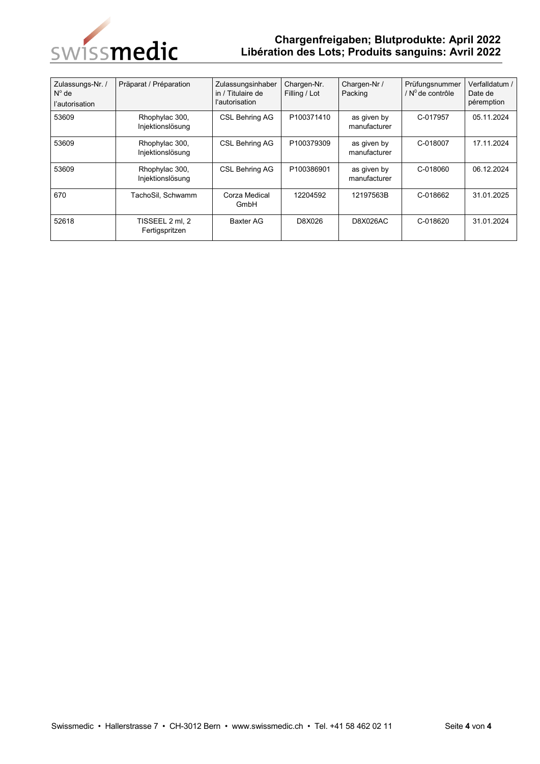| Zulassungs-Nr. / N° de l'autorisation | Präparat / Préparation | Zulassungsinhaber in / Titulaire de l'autorisation | Chargen-Nr. Filling / Lot | Chargen-Nr / Packing | Prüfungsnummer / N° de contrôle | Verfalldatum / Date de péremption |
|---|---|---|---|---|---|---|
| 53609 | Rhophylac 300, Injektionslösung | CSL Behring AG | P100371410 | as given by manufacturer | C-017957 | 05.11.2024 |
| 53609 | Rhophylac 300, Injektionslösung | CSL Behring AG | P100379309 | as given by manufacturer | C-018007 | 17.11.2024 |
| 53609 | Rhophylac 300, Injektionslösung | CSL Behring AG | P100386901 | as given by manufacturer | C-018060 | 06.12.2024 |
| 670 | TachoSil, Schwamm | Corza Medical GmbH | 12204592 | 12197563B | C-018662 | 31.01.2025 |
| 52618 | TISSEEL 2 ml, 2 Fertigspritzen | Baxter AG | D8X026 | D8X026AC | C-018620 | 31.01.2024 |